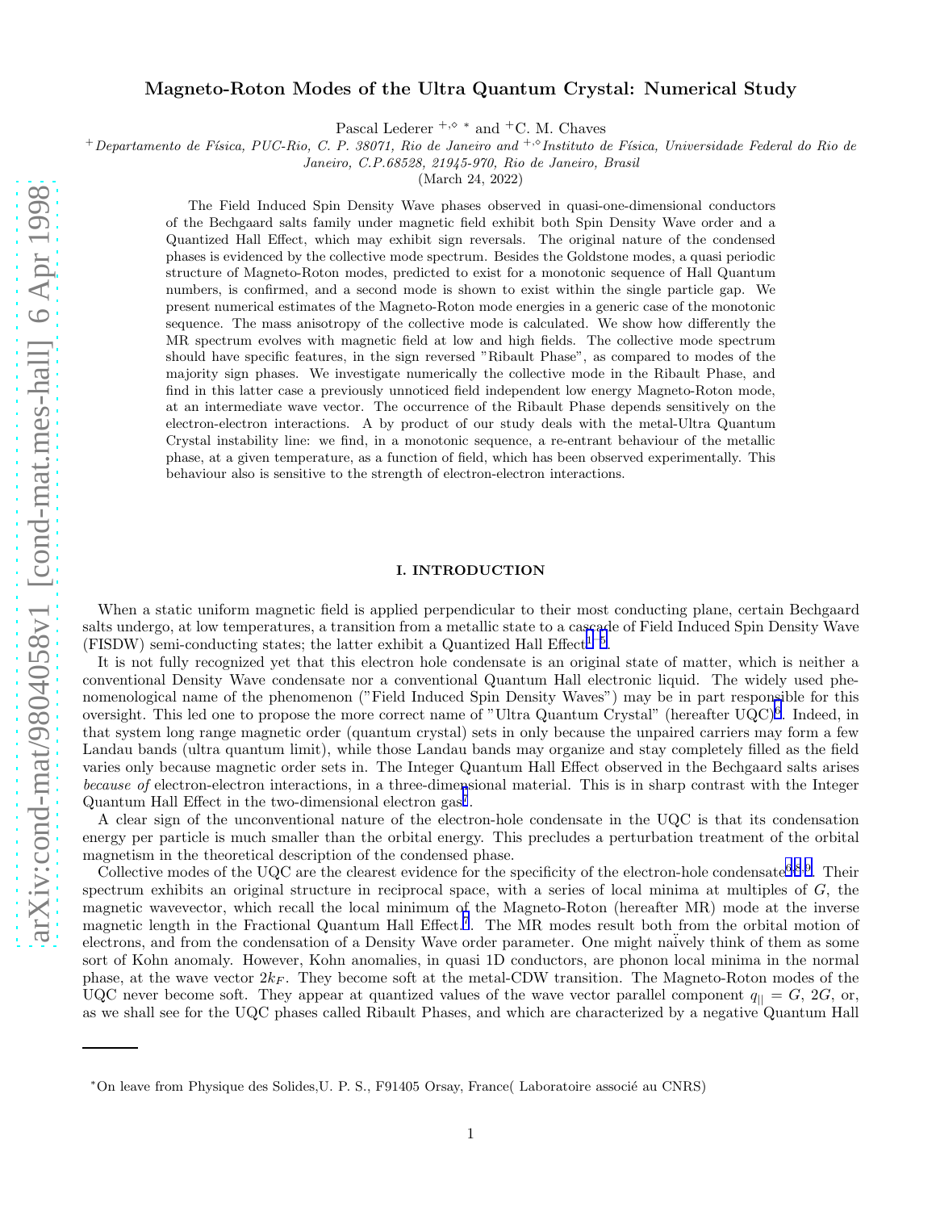# Magneto-Roton Modes of the Ultra Quantum Crystal: Numerical Study

Pascal Lederer [+,⋄ *] and [+]C. M. Chaves

[+]Departamento de Física, PUC-Rio, C. P. 38071, Rio de Janeiro and [+,⋄]Instituto de Física, Universidade Federal do Rio de Janeiro, C.P.68528, 21945-970, Rio de Janeiro, Brasil

(March 24, 2022)

The Field Induced Spin Density Wave phases observed in quasi-one-dimensional conductors of the Bechgaard salts family under magnetic field exhibit both Spin Density Wave order and a Quantized Hall Effect, which may exhibit sign reversals. The original nature of the condensed phases is evidenced by the collective mode spectrum. Besides the Goldstone modes, a quasi periodic structure of Magneto-Roton modes, predicted to exist for a monotonic sequence of Hall Quantum numbers, is confirmed, and a second mode is shown to exist within the single particle gap. We present numerical estimates of the Magneto-Roton mode energies in a generic case of the monotonic sequence. The mass anisotropy of the collective mode is calculated. We show how differently the MR spectrum evolves with magnetic field at low and high fields. The collective mode spectrum should have specific features, in the sign reversed "Ribault Phase", as compared to modes of the majority sign phases. We investigate numerically the collective mode in the Ribault Phase, and find in this latter case a previously unnoticed field independent low energy Magneto-Roton mode, at an intermediate wave vector. The occurrence of the Ribault Phase depends sensitively on the electron-electron interactions. A by product of our study deals with the metal-Ultra Quantum Crystal instability line: we find, in a monotonic sequence, a re-entrant behaviour of the metallic phase, at a given temperature, as a function of field, which has been observed experimentally. This behaviour also is sensitive to the strength of electron-electron interactions.

## I. INTRODUCTION

When a static uniform magnetic field is applied perpendicular to their most conducting plane, certain Bechgaard salts undergo, at low temperatures, a transition from a metallic state to a cascade of Field Induced Spin Density Wave (FISDW) semi-conducting states; the latter exhibit a Quantized Hall Effect[1–5].

It is not fully recognized yet that this electron hole condensate is an original state of matter, which is neither a conventional Density Wave condensate nor a conventional Quantum Hall electronic liquid. The widely used phenomenological name of the phenomenon ("Field Induced Spin Density Waves") may be in part responsible for this oversight. This led one to propose the more correct name of "Ultra Quantum Crystal" (hereafter UQC)[6]. Indeed, in that system long range magnetic order (quantum crystal) sets in only because the unpaired carriers may form a few Landau bands (ultra quantum limit), while those Landau bands may organize and stay completely filled as the field varies only because magnetic order sets in. The Integer Quantum Hall Effect observed in the Bechgaard salts arises *because of* electron-electron interactions, in a three-dimensional material. This is in sharp contrast with the Integer Quantum Hall Effect in the two-dimensional electron gas[7].

A clear sign of the unconventional nature of the electron-hole condensate in the UQC is that its condensation energy per particle is much smaller than the orbital energy. This precludes a perturbation treatment of the orbital magnetism in the theoretical description of the condensed phase.

Collective modes of the UQC are the clearest evidence for the specificity of the electron-hole condensate[6,8,9]. Their spectrum exhibits an original structure in reciprocal space, with a series of local minima at multiples of $G$, the magnetic wavevector, which recall the local minimum of the Magneto-Roton (hereafter MR) mode at the inverse magnetic length in the Fractional Quantum Hall Effect[7]. The MR modes result both from the orbital motion of electrons, and from the condensation of a Density Wave order parameter. One might naïvely think of them as some sort of Kohn anomaly. However, Kohn anomalies, in quasi 1D conductors, are phonon local minima in the normal phase, at the wave vector $2k_F$. They become soft at the metal-CDW transition. The Magneto-Roton modes of the UQC never become soft. They appear at quantized values of the wave vector parallel component $q_{||} = G$, $2G$, or, as we shall see for the UQC phases called Ribault Phases, and which are characterized by a negative Quantum Hall

*On leave from Physique des Solides,U. P. S., F91405 Orsay, France( Laboratoire associé au CNRS)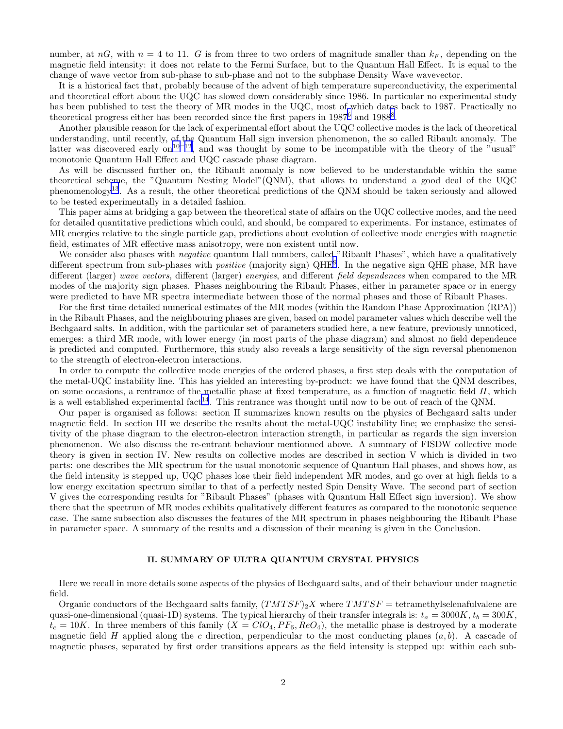number, at $nG$, with $n = 4$ to 11. $G$ is from three to two orders of magnitude smaller than $k_F$, depending on the magnetic field intensity: it does not relate to the Fermi Surface, but to the Quantum Hall Effect. It is equal to the change of wave vector from sub-phase to sub-phase and not to the subphase Density Wave wavevector.

It is a historical fact that, probably because of the advent of high temperature superconductivity, the experimental and theoretical effort about the UQC has slowed down considerably since 1986. In particular no experimental study has been published to test the theory of MR modes in the UQC, most of which dates back to 1987. Practically no theoretical progress either has been recorded since the first papers in 1987[6] and 1988[8].

Another plausible reason for the lack of experimental effort about the UQC collective modes is the lack of theoretical understanding, until recently, of the Quantum Hall sign inversion phenomenon, the so called Ribault anomaly. The latter was discovered early on[10–12], and was thought by some to be incompatible with the theory of the "usual" monotonic Quantum Hall Effect and UQC cascade phase diagram.

As will be discussed further on, the Ribault anomaly is now believed to be understandable within the same theoretical scheme, the "Quantum Nesting Model"(QNM), that allows to understand a good deal of the UQC phenomenology[13]. As a result, the other theoretical predictions of the QNM should be taken seriously and allowed to be tested experimentally in a detailed fashion.

This paper aims at bridging a gap between the theoretical state of affairs on the UQC collective modes, and the need for detailed quantitative predictions which could, and should, be compared to experiments. For instance, estimates of MR energies relative to the single particle gap, predictions about evolution of collective mode energies with magnetic field, estimates of MR effective mass anisotropy, were non existent until now.

We consider also phases with *negative* quantum Hall numbers, called "Ribault Phases", which have a qualitatively different spectrum from sub-phases with *positive* (majority sign) QHE[9]. In the negative sign QHE phase, MR have different (larger) *wave vectors*, different (larger) *energies*, and different *field dependences* when compared to the MR modes of the majority sign phases. Phases neighbouring the Ribault Phases, either in parameter space or in energy were predicted to have MR spectra intermediate between those of the normal phases and those of Ribault Phases.

For the first time detailed numerical estimates of the MR modes (within the Random Phase Approximation (RPA)) in the Ribault Phases, and the neighbouring phases are given, based on model parameter values which describe well the Bechgaard salts. In addition, with the particular set of parameters studied here, a new feature, previously unnoticed, emerges: a third MR mode, with lower energy (in most parts of the phase diagram) and almost no field dependence is predicted and computed. Furthermore, this study also reveals a large sensitivity of the sign reversal phenomenon to the strength of electron-electron interactions.

In order to compute the collective mode energies of the ordered phases, a first step deals with the computation of the metal-UQC instability line. This has yielded an interesting by-product: we have found that the QNM describes, on some occasions, a rentrance of the metallic phase at fixed temperature, as a function of magnetic field $H$, which is a well established experimental fact[14]. This rentrance was thought until now to be out of reach of the QNM.

Our paper is organised as follows: section II summarizes known results on the physics of Bechgaard salts under magnetic field. In section III we describe the results about the metal-UQC instability line; we emphasize the sensitivity of the phase diagram to the electron-electron interaction strength, in particular as regards the sign inversion phenomenon. We also discuss the re-entrant behaviour mentionned above. A summary of FISDW collective mode theory is given in section IV. New results on collective modes are described in section V which is divided in two parts: one describes the MR spectrum for the usual monotonic sequence of Quantum Hall phases, and shows how, as the field intensity is stepped up, UQC phases lose their field independent MR modes, and go over at high fields to a low energy excitation spectrum similar to that of a perfectly nested Spin Density Wave. The second part of section V gives the corresponding results for "Ribault Phases" (phases with Quantum Hall Effect sign inversion). We show there that the spectrum of MR modes exhibits qualitatively different features as compared to the monotonic sequence case. The same subsection also discusses the features of the MR spectrum in phases neighbouring the Ribault Phase in parameter space. A summary of the results and a discussion of their meaning is given in the Conclusion.

## II. SUMMARY OF ULTRA QUANTUM CRYSTAL PHYSICS

Here we recall in more details some aspects of the physics of Bechgaard salts, and of their behaviour under magnetic field.

Organic conductors of the Bechgaard salts family, $(TMTSF)_2X$ where $TMTSF$ = tetramethylselenafulvalene are quasi-one-dimensional (quasi-1D) systems. The typical hierarchy of their transfer integrals is: $t_a = 3000K$, $t_b = 300K$, $t_c = 10K$. In three members of this family ($X = ClO_4, PF_6, ReO_4$), the metallic phase is destroyed by a moderate magnetic field $H$ applied along the $c$ direction, perpendicular to the most conducting planes $(a, b)$. A cascade of magnetic phases, separated by first order transitions appears as the field intensity is stepped up: within each sub-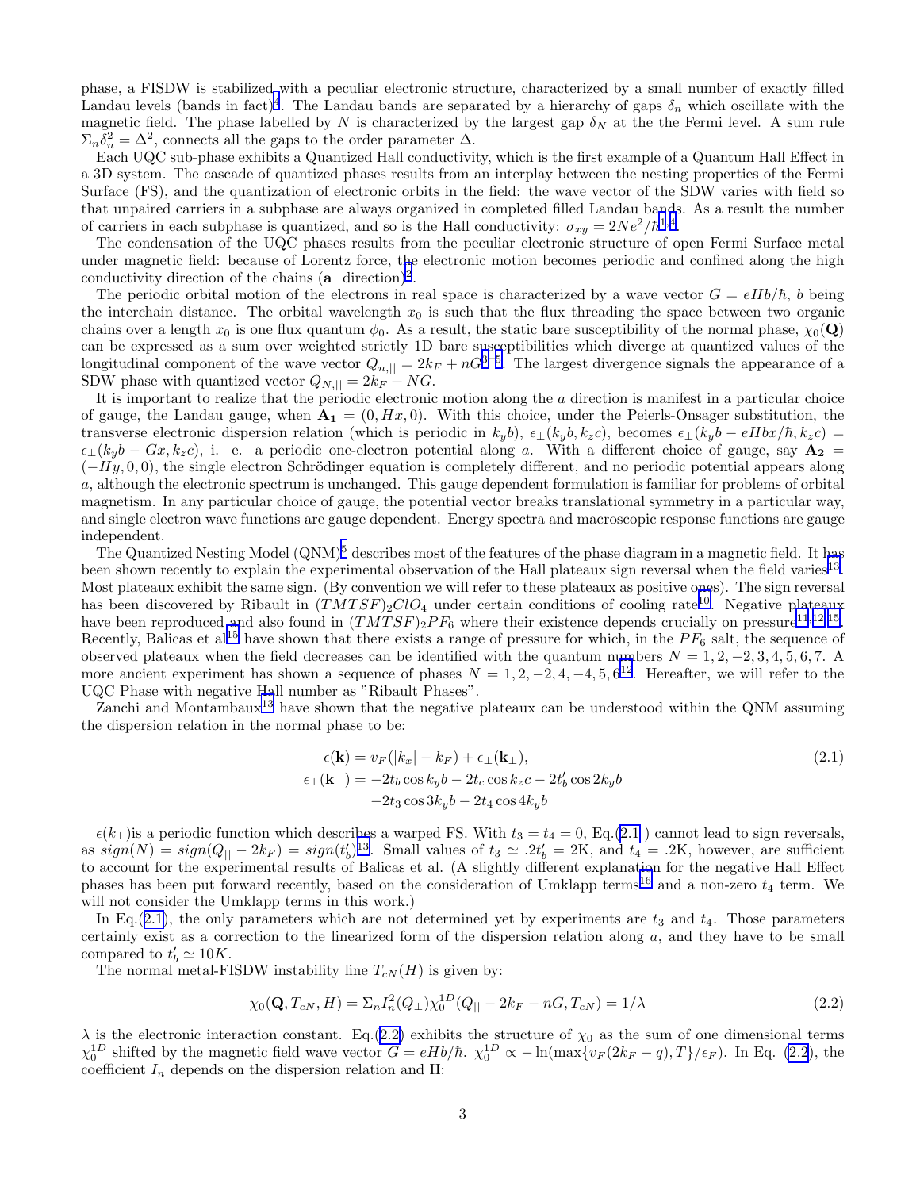phase, a FISDW is stabilized with a peculiar electronic structure, characterized by a small number of exactly filled Landau levels (bands in fact)[4]. The Landau bands are separated by a hierarchy of gaps $\delta_n$ which oscillate with the magnetic field. The phase labelled by $N$ is characterized by the largest gap $\delta_N$ at the the Fermi level. A sum rule $\Sigma_n \delta_n^2 = \Delta^2$, connects all the gaps to the order parameter $\Delta$.

Each UQC sub-phase exhibits a Quantized Hall conductivity, which is the first example of a Quantum Hall Effect in a 3D system. The cascade of quantized phases results from an interplay between the nesting properties of the Fermi Surface (FS), and the quantization of electronic orbits in the field: the wave vector of the SDW varies with field so that unpaired carriers in a subphase are always organized in completed filled Landau bands. As a result the number of carriers in each subphase is quantized, and so is the Hall conductivity: $\sigma_{xy} = 2Ne^2/h$[1–4].

The condensation of the UQC phases results from the peculiar electronic structure of open Fermi Surface metal under magnetic field: because of Lorentz force, the electronic motion becomes periodic and confined along the high conductivity direction of the chains (**a** direction)[2].

The periodic orbital motion of the electrons in real space is characterized by a wave vector $G = eHb/\hbar$, $b$ being the interchain distance. The orbital wavelength $x_0$ is such that the flux threading the space between two organic chains over a length $x_0$ is one flux quantum $\phi_0$. As a result, the static bare susceptibility of the normal phase, $\chi_0(\mathbf{Q})$ can be expressed as a sum over weighted strictly 1D bare susceptibilities which diverge at quantized values of the longitudinal component of the wave vector $Q_{n,||} = 2k_F + nG$[3–5]. The largest divergence signals the appearance of a SDW phase with quantized vector $Q_{N,||} = 2k_F + NG$.

It is important to realize that the periodic electronic motion along the $a$ direction is manifest in a particular choice of gauge, the Landau gauge, when $\mathbf{A_1} = (0, Hx, 0)$. With this choice, under the Peierls-Onsager substitution, the transverse electronic dispersion relation (which is periodic in $k_y b$), $\epsilon_\perp(k_y b, k_z c)$, becomes $\epsilon_\perp(k_y b - eHbx/\hbar, k_z c) = \epsilon_\perp(k_y b - Gx, k_z c)$, i. e. a periodic one-electron potential along $a$. With a different choice of gauge, say $\mathbf{A_2} = (-Hy, 0, 0)$, the single electron Schrödinger equation is completely different, and no periodic potential appears along $a$, although the electronic spectrum is unchanged. This gauge dependent formulation is familiar for problems of orbital magnetism. In any particular choice of gauge, the potential vector breaks translational symmetry in a particular way, and single electron wave functions are gauge dependent. Energy spectra and macroscopic response functions are gauge independent.

The Quantized Nesting Model (QNM)[3] describes most of the features of the phase diagram in a magnetic field. It has been shown recently to explain the experimental observation of the Hall plateaux sign reversal when the field varies[13]. Most plateaux exhibit the same sign. (By convention we will refer to these plateaux as positive ones). The sign reversal has been discovered by Ribault in $(TMTSF)_2ClO_4$ under certain conditions of cooling rate[10]. Negative plateaux have been reproduced and also found in $(TMTSF)_2PF_6$ where their existence depends crucially on pressure[11,12,15]. Recently, Balicas et al[15] have shown that there exists a range of pressure for which, in the $PF_6$ salt, the sequence of observed plateaux when the field decreases can be identified with the quantum numbers $N = 1, 2, -2, 3, 4, 5, 6, 7$. A more ancient experiment has shown a sequence of phases $N = 1, 2, -2, 4, -4, 5, 6$[12]. Hereafter, we will refer to the UQC Phase with negative Hall number as "Ribault Phases".

Zanchi and Montambaux[13] have shown that the negative plateaux can be understood within the QNM assuming the dispersion relation in the normal phase to be:

$$
\begin{aligned}
\epsilon(\mathbf{k}) &= v_F(|k_x| - k_F) + \epsilon_\perp(\mathbf{k}_\perp), \\
\epsilon_\perp(\mathbf{k}_\perp) &= -2t_b \cos k_y b - 2t_c \cos k_z c - 2t_b' \cos 2k_y b \\
&\quad -2t_3 \cos 3k_y b - 2t_4 \cos 4k_y b
\end{aligned}
\tag{2.1}
$$

$\epsilon(k_\perp)$is a periodic function which describes a warped FS. With $t_3 = t_4 = 0$, Eq.(2.1 ) cannot lead to sign reversals, as $sign(N) = sign(Q_{||} - 2k_F) = sign(t_b')$[13]. Small values of $t_3 \simeq .2t_b' = 2$K, and $t_4 = .2$K, however, are sufficient to account for the experimental results of Balicas et al. (A slightly different explanation for the negative Hall Effect phases has been put forward recently, based on the consideration of Umklapp terms[16] and a non-zero $t_4$ term. We will not consider the Umklapp terms in this work.)

In Eq.(2.1), the only parameters which are not determined yet by experiments are $t_3$ and $t_4$. Those parameters certainly exist as a correction to the linearized form of the dispersion relation along $a$, and they have to be small compared to $t_b' \simeq 10K$.

The normal metal-FISDW instability line $T_{cN}(H)$ is given by:

$$
\chi_0(\mathbf{Q}, T_{cN}, H) = \Sigma_n I_n^2(Q_\perp)\chi_0^{1D}(Q_{||} - 2k_F - nG, T_{cN}) = 1/\lambda \tag{2.2}
$$

$\lambda$ is the electronic interaction constant. Eq.(2.2) exhibits the structure of $\chi_0$ as the sum of one dimensional terms $\chi_0^{1D}$ shifted by the magnetic field wave vector $G = eHb/\hbar$. $\chi_0^{1D} \propto -\ln(\max\{v_F(2k_F - q), T\}/\epsilon_F)$. In Eq. (2.2), the coefficient $I_n$ depends on the dispersion relation and H: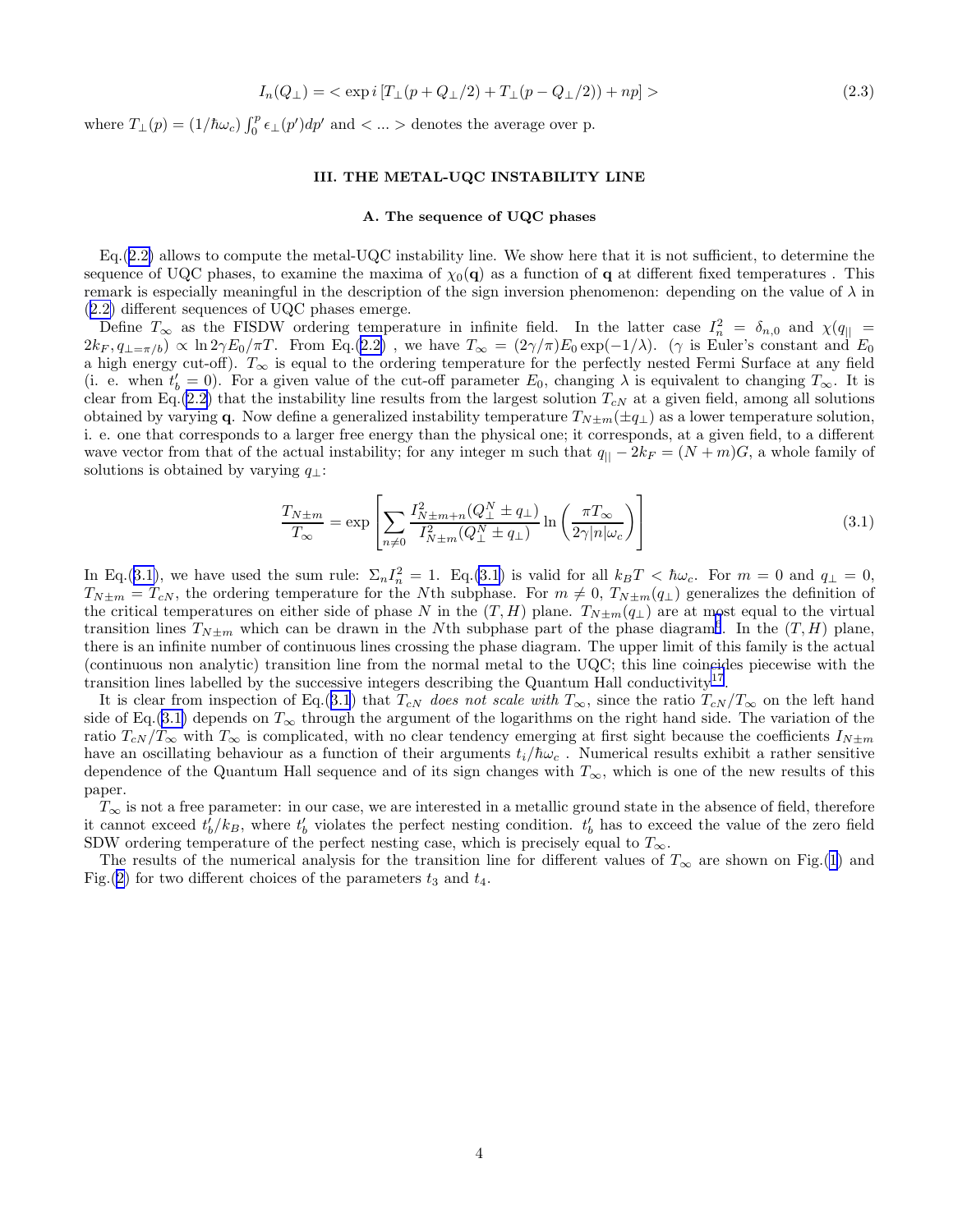$$I_n(Q_\perp) = < \exp i\left[T_\perp(p + Q_\perp/2) + T_\perp(p - Q_\perp/2)) + np\right] > \tag{2.3}$$

where $T_\perp(p) = (1/\hbar\omega_c)\int_0^p \epsilon_\perp(p')dp'$ and $< ... >$ denotes the average over p.

## III. THE METAL-UQC INSTABILITY LINE

### A. The sequence of UQC phases

Eq.(2.2) allows to compute the metal-UQC instability line. We show here that it is not sufficient, to determine the sequence of UQC phases, to examine the maxima of $\chi_0(\mathbf{q})$ as a function of $\mathbf{q}$ at different fixed temperatures . This remark is especially meaningful in the description of the sign inversion phenomenon: depending on the value of $\lambda$ in (2.2) different sequences of UQC phases emerge.

Define $T_\infty$ as the FISDW ordering temperature in infinite field. In the latter case $I_n^2 = \delta_{n,0}$ and $\chi(q_{||} = 2k_F, q_{\perp = \pi/b}) \propto \ln 2\gamma E_0/\pi T$. From Eq.(2.2) , we have $T_\infty = (2\gamma/\pi)E_0 \exp(-1/\lambda)$. ($\gamma$ is Euler's constant and $E_0$ a high energy cut-off). $T_\infty$ is equal to the ordering temperature for the perfectly nested Fermi Surface at any field (i. e. when $t'_b = 0$). For a given value of the cut-off parameter $E_0$, changing $\lambda$ is equivalent to changing $T_\infty$. It is clear from Eq.(2.2) that the instability line results from the largest solution $T_{cN}$ at a given field, among all solutions obtained by varying $\mathbf{q}$. Now define a generalized instability temperature $T_{N\pm m}(\pm q_\perp)$ as a lower temperature solution, i. e. one that corresponds to a larger free energy than the physical one; it corresponds, at a given field, to a different wave vector from that of the actual instability; for any integer m such that $q_{||} - 2k_F = (N + m)G$, a whole family of solutions is obtained by varying $q_\perp$:

$$\frac{T_{N\pm m}}{T_\infty} = \exp\left[\sum_{n\neq 0} \frac{I^2_{N\pm m+n}(Q^N_\perp \pm q_\perp)}{I^2_{N\pm m}(Q^N_\perp \pm q_\perp)} \ln\left(\frac{\pi T_\infty}{2\gamma|n|\omega_c}\right)\right] \tag{3.1}$$

In Eq.(3.1), we have used the sum rule: $\Sigma_n I_n^2 = 1$. Eq.(3.1) is valid for all $k_B T < \hbar\omega_c$. For $m = 0$ and $q_\perp = 0$, $T_{N\pm m} = T_{cN}$, the ordering temperature for the $N$th subphase. For $m \neq 0$, $T_{N\pm m}(q_\perp)$ generalizes the definition of the critical temperatures on either side of phase $N$ in the $(T, H)$ plane. $T_{N\pm m}(q_\perp)$ are at most equal to the virtual transition lines $T_{N\pm m}$ which can be drawn in the $N$th subphase part of the phase diagram[1]. In the $(T, H)$ plane, there is an infinite number of continuous lines crossing the phase diagram. The upper limit of this family is the actual (continuous non analytic) transition line from the normal metal to the UQC; this line coincides piecewise with the transition lines labelled by the successive integers describing the Quantum Hall conductivity[17].

It is clear from inspection of Eq.(3.1) that $T_{cN}$ *does not scale with* $T_\infty$, since the ratio $T_{cN}/T_\infty$ on the left hand side of Eq.(3.1) depends on $T_\infty$ through the argument of the logarithms on the right hand side. The variation of the ratio $T_{cN}/T_\infty$ with $T_\infty$ is complicated, with no clear tendency emerging at first sight because the coefficients $I_{N\pm m}$ have an oscillating behaviour as a function of their arguments $t_i/\hbar\omega_c$ . Numerical results exhibit a rather sensitive dependence of the Quantum Hall sequence and of its sign changes with $T_\infty$, which is one of the new results of this paper.

$T_\infty$ is not a free parameter: in our case, we are interested in a metallic ground state in the absence of field, therefore it cannot exceed $t'_b/k_B$, where $t'_b$ violates the perfect nesting condition. $t'_b$ has to exceed the value of the zero field SDW ordering temperature of the perfect nesting case, which is precisely equal to $T_\infty$.

The results of the numerical analysis for the transition line for different values of $T_\infty$ are shown on Fig.(1) and Fig.(2) for two different choices of the parameters $t_3$ and $t_4$.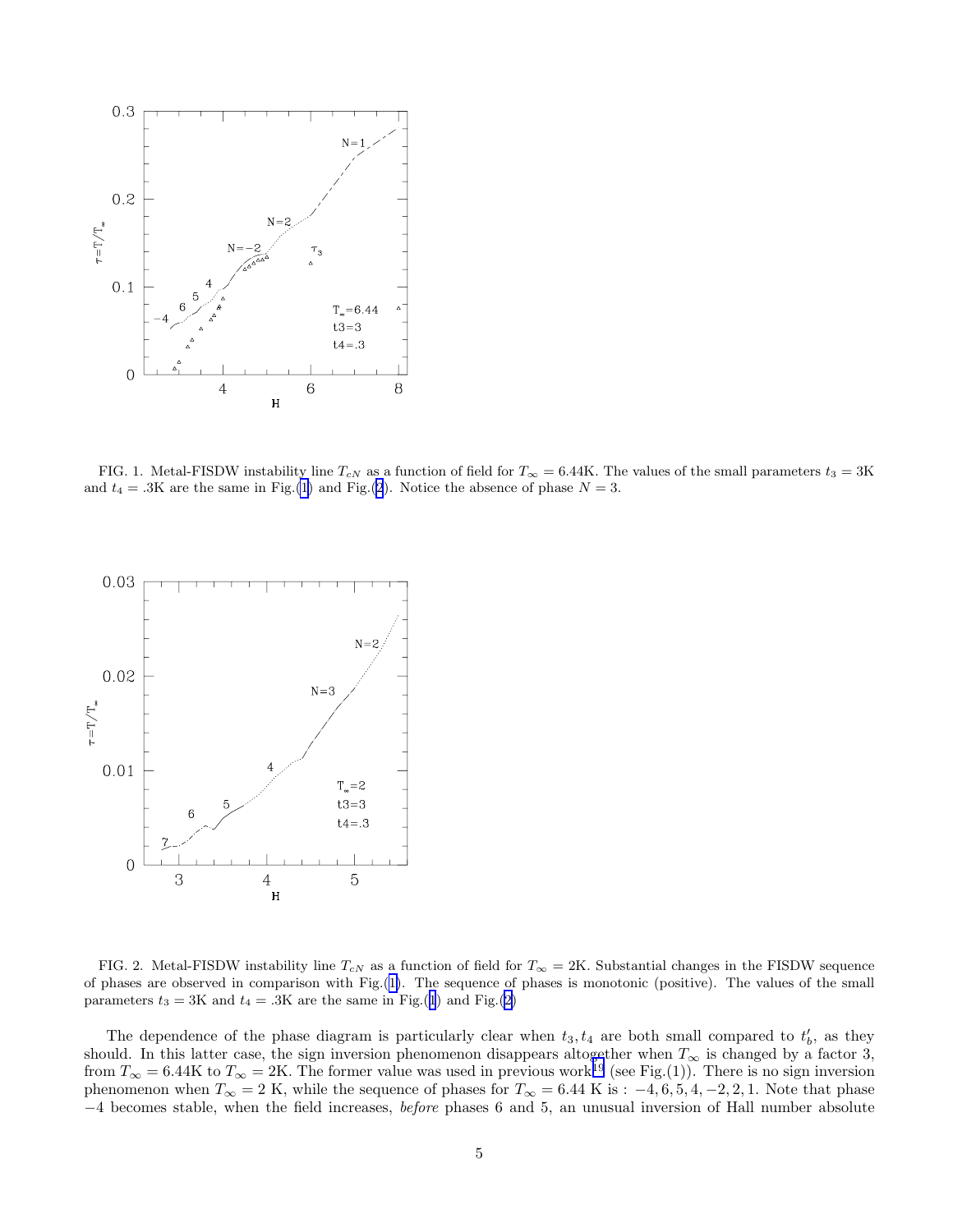FIG. 1. Metal-FISDW instability line $T_{cN}$ as a function of field for $T_\infty = 6.44$K. The values of the small parameters $t_3 = 3$K and $t_4 = .3$K are the same in Fig.(1) and Fig.(2). Notice the absence of phase $N = 3$.

FIG. 2. Metal-FISDW instability line $T_{cN}$ as a function of field for $T_\infty = 2$K. Substantial changes in the FISDW sequence of phases are observed in comparison with Fig.(1). The sequence of phases is monotonic (positive). The values of the small parameters $t_3 = 3$K and $t_4 = .3$K are the same in Fig.(1) and Fig.(2)

The dependence of the phase diagram is particularly clear when $t_3, t_4$ are both small compared to $t'_b$, as they should. In this latter case, the sign inversion phenomenon disappears altogether when $T_\infty$ is changed by a factor 3, from $T_\infty = 6.44$K to $T_\infty = 2$K. The former value was used in previous work[19] (see Fig.(1)). There is no sign inversion phenomenon when $T_\infty = 2$ K, while the sequence of phases for $T_\infty = 6.44$ K is : $-4, 6, 5, 4, -2, 2, 1$. Note that phase $-4$ becomes stable, when the field increases, *before* phases 6 and 5, an unusual inversion of Hall number absolute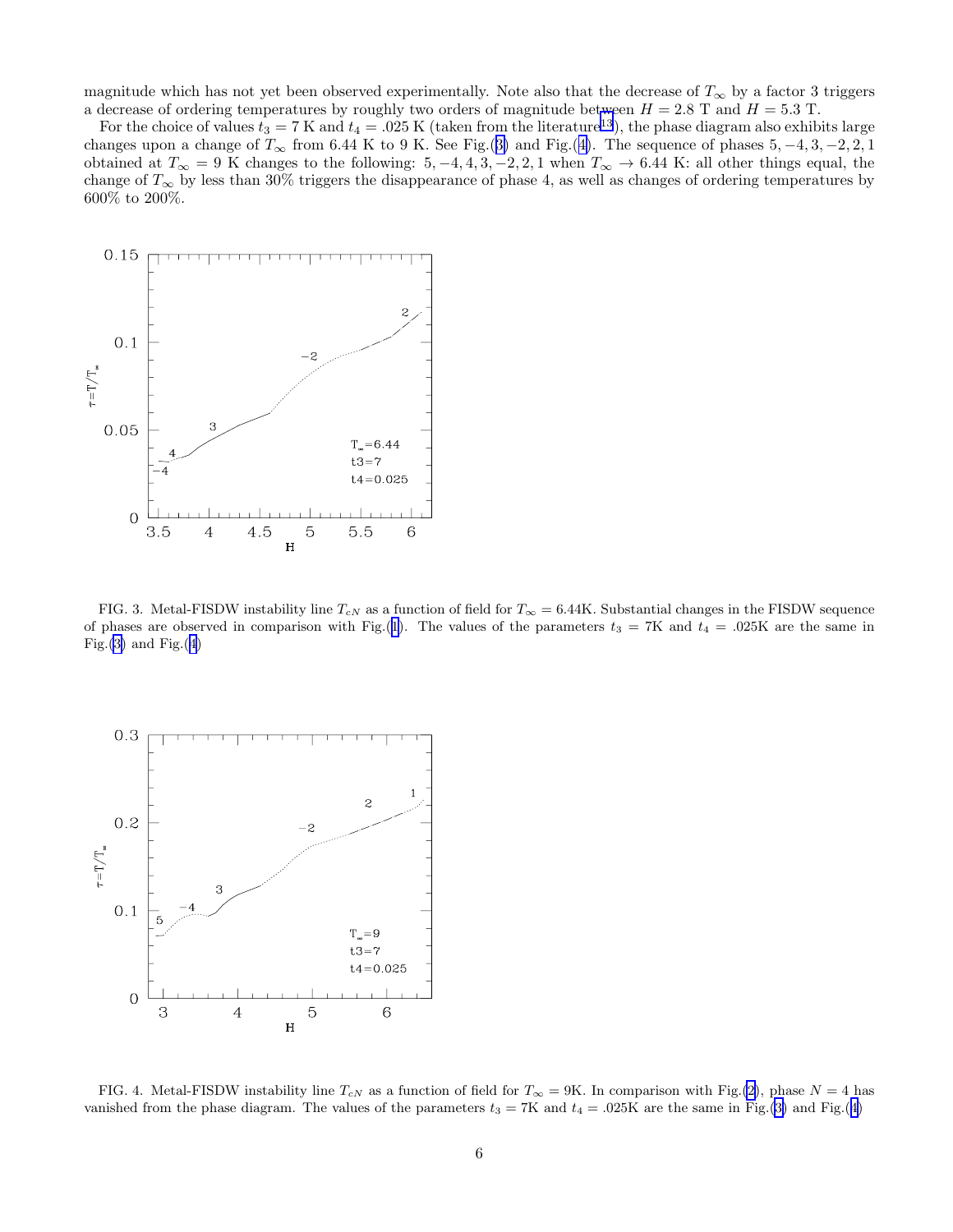magnitude which has not yet been observed experimentally. Note also that the decrease of $T_\infty$ by a factor 3 triggers a decrease of ordering temperatures by roughly two orders of magnitude between $H = 2.8$ T and $H = 5.3$ T.

For the choice of values $t_3 = 7$ K and $t_4 = .025$ K (taken from the literature[13]), the phase diagram also exhibits large changes upon a change of $T_\infty$ from 6.44 K to 9 K. See Fig.(3) and Fig.(4). The sequence of phases $5, -4, 3, -2, 2, 1$ obtained at $T_\infty = 9$ K changes to the following: $5, -4, 4, 3, -2, 2, 1$ when $T_\infty \to 6.44$ K: all other things equal, the change of $T_\infty$ by less than 30% triggers the disappearance of phase 4, as well as changes of ordering temperatures by 600% to 200%.

FIG. 3. Metal-FISDW instability line $T_{cN}$ as a function of field for $T_\infty = 6.44$K. Substantial changes in the FISDW sequence of phases are observed in comparison with Fig.(1). The values of the parameters $t_3 = 7$K and $t_4 = .025$K are the same in Fig.(3) and Fig.(4)

FIG. 4. Metal-FISDW instability line $T_{cN}$ as a function of field for $T_\infty = 9$K. In comparison with Fig.(2), phase $N = 4$ has vanished from the phase diagram. The values of the parameters $t_3 = 7$K and $t_4 = .025$K are the same in Fig.(3) and Fig.(4)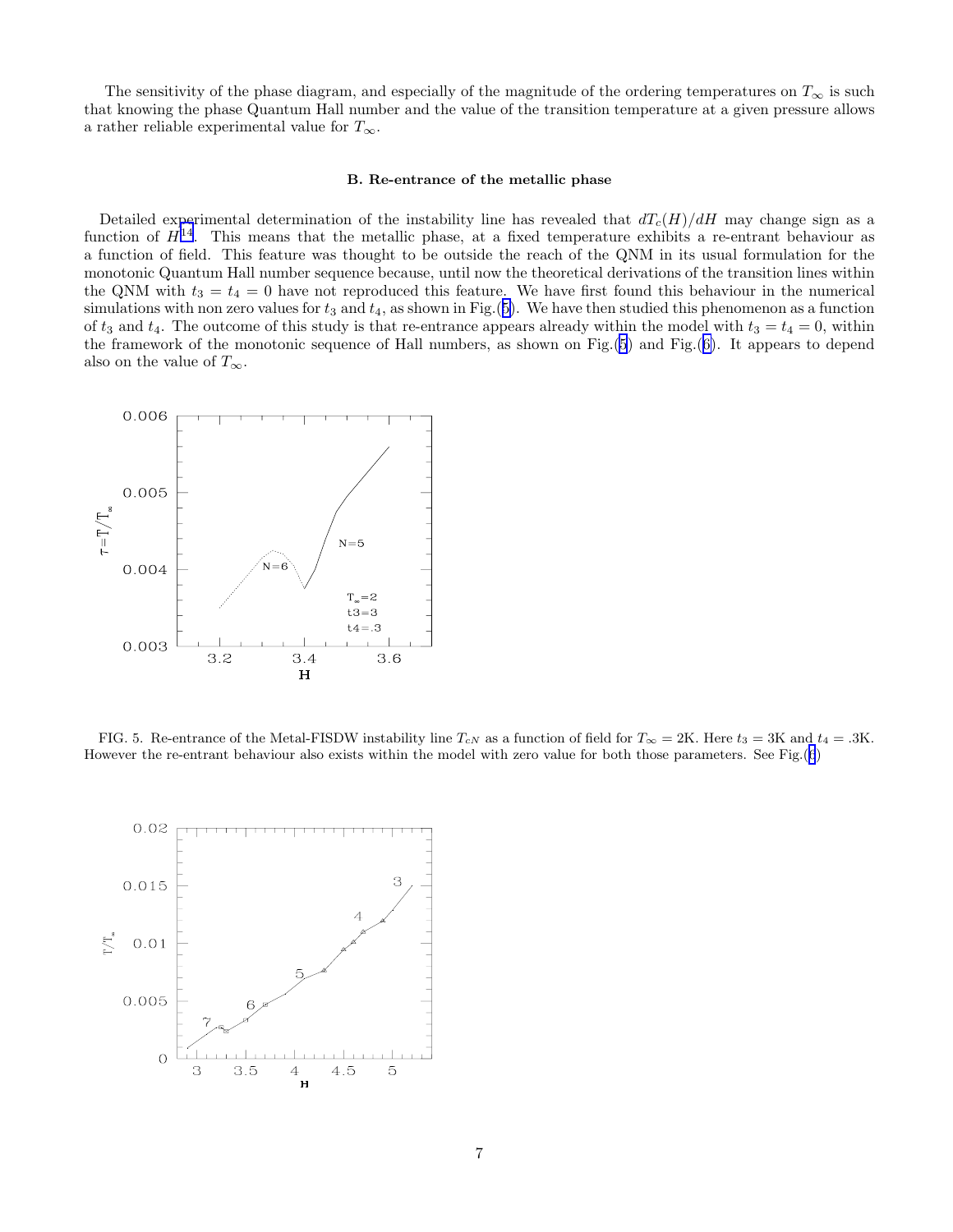The sensitivity of the phase diagram, and especially of the magnitude of the ordering temperatures on $T_\infty$ is such that knowing the phase Quantum Hall number and the value of the transition temperature at a given pressure allows a rather reliable experimental value for $T_\infty$.

### B. Re-entrance of the metallic phase

Detailed experimental determination of the instability line has revealed that $dT_c(H)/dH$ may change sign as a function of $H$[14]. This means that the metallic phase, at a fixed temperature exhibits a re-entrant behaviour as a function of field. This feature was thought to be outside the reach of the QNM in its usual formulation for the monotonic Quantum Hall number sequence because, until now the theoretical derivations of the transition lines within the QNM with $t_3 = t_4 = 0$ have not reproduced this feature. We have first found this behaviour in the numerical simulations with non zero values for $t_3$ and $t_4$, as shown in Fig.(5). We have then studied this phenomenon as a function of $t_3$ and $t_4$. The outcome of this study is that re-entrance appears already within the model with $t_3 = t_4 = 0$, within the framework of the monotonic sequence of Hall numbers, as shown on Fig.(5) and Fig.(6). It appears to depend also on the value of $T_\infty$.

FIG. 5. Re-entrance of the Metal-FISDW instability line $T_{cN}$ as a function of field for $T_\infty = 2$K. Here $t_3 = 3$K and $t_4 = .3$K. However the re-entrant behaviour also exists within the model with zero value for both those parameters. See Fig.(6)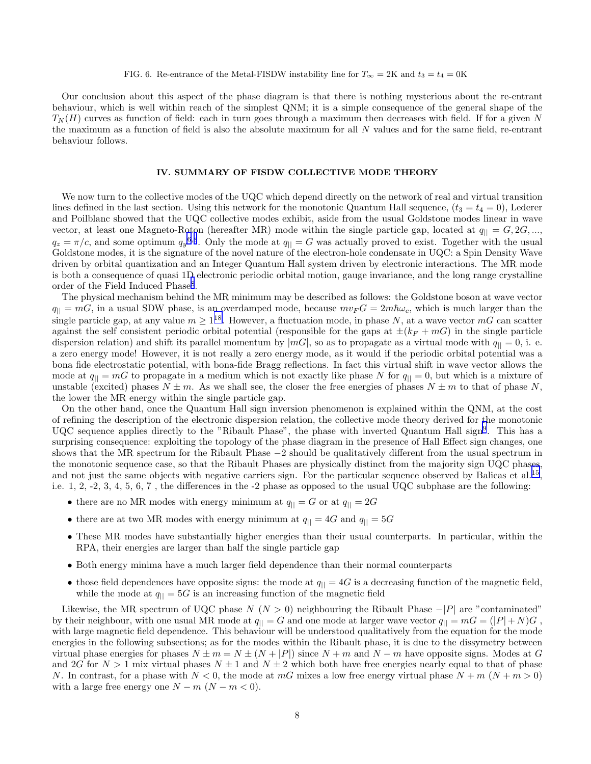FIG. 6. Re-entrance of the Metal-FISDW instability line for $T_\infty = 2$K and $t_3 = t_4 = 0$K

Our conclusion about this aspect of the phase diagram is that there is nothing mysterious about the re-entrant behaviour, which is well within reach of the simplest QNM; it is a simple consequence of the general shape of the $T_N(H)$ curves as function of field: each in turn goes through a maximum then decreases with field. If for a given $N$ the maximum as a function of field is also the absolute maximum for all $N$ values and for the same field, re-entrant behaviour follows.

## IV. SUMMARY OF FISDW COLLECTIVE MODE THEORY

We now turn to the collective modes of the UQC which depend directly on the network of real and virtual transition lines defined in the last section. Using this network for the monotonic Quantum Hall sequence, ($t_3 = t_4 = 0$), Lederer and Poilblanc showed that the UQC collective modes exhibit, aside from the usual Goldstone modes linear in wave vector, at least one Magneto-Roton (hereafter MR) mode within the single particle gap, located at $q_{||} = G, 2G, ...,$ $q_z = \pi/c$, and some optimum $q_y$[6,8]. Only the mode at $q_{||} = G$ was actually proved to exist. Together with the usual Goldstone modes, it is the signature of the novel nature of the electron-hole condensate in UQC: a Spin Density Wave driven by orbital quantization and an Integer Quantum Hall system driven by electronic interactions. The MR mode is both a consequence of quasi 1D electronic periodic orbital motion, gauge invariance, and the long range crystalline order of the Field Induced Phase[8].

The physical mechanism behind the MR minimum may be described as follows: the Goldstone boson at wave vector $q_{||} = mG$, in a usual SDW phase, is an overdamped mode, because $mv_F G = 2m\hbar\omega_c$, which is much larger than the single particle gap, at any value $m \geq 1$[18]. However, a fluctuation mode, in phase $N$, at a wave vector $mG$ can scatter against the self consistent periodic orbital potential (responsible for the gaps at $\pm(k_F + mG)$ in the single particle dispersion relation) and shift its parallel momentum by $|mG|$, so as to propagate as a virtual mode with $q_{||} = 0$, i. e. a zero energy mode! However, it is not really a zero energy mode, as it would if the periodic orbital potential was a bona fide electrostatic potential, with bona-fide Bragg reflections. In fact this virtual shift in wave vector allows the mode at $q_{||} = mG$ to propagate in a medium which is not exactly like phase $N$ for $q_{||} = 0$, but which is a mixture of unstable (excited) phases $N \pm m$. As we shall see, the closer the free energies of phases $N \pm m$ to that of phase $N$, the lower the MR energy within the single particle gap.

On the other hand, once the Quantum Hall sign inversion phenomenon is explained within the QNM, at the cost of refining the description of the electronic dispersion relation, the collective mode theory derived for the monotonic UQC sequence applies directly to the "Ribault Phase", the phase with inverted Quantum Hall sign[9]. This has a surprising consequence: exploiting the topology of the phase diagram in the presence of Hall Effect sign changes, one shows that the MR spectrum for the Ribault Phase $-2$ should be qualitatively different from the usual spectrum in the monotonic sequence case, so that the Ribault Phases are physically distinct from the majority sign UQC phases, and not just the same objects with negative carriers sign. For the particular sequence observed by Balicas et al.[15], i.e. 1, 2, -2, 3, 4, 5, 6, 7 , the differences in the -2 phase as opposed to the usual UQC subphase are the following:

- there are no MR modes with energy minimum at $q_{||} = G$ or at $q_{||} = 2G$
- there are at two MR modes with energy minimum at $q_{||} = 4G$ and $q_{||} = 5G$
- These MR modes have substantially higher energies than their usual counterparts. In particular, within the RPA, their energies are larger than half the single particle gap
- Both energy minima have a much larger field dependence than their normal counterparts
- those field dependences have opposite signs: the mode at $q_{||} = 4G$ is a decreasing function of the magnetic field, while the mode at $q_{||} = 5G$ is an increasing function of the magnetic field

Likewise, the MR spectrum of UQC phase $N$ ($N > 0$) neighbouring the Ribault Phase $-|P|$ are "contaminated" by their neighbour, with one usual MR mode at $q_{||} = G$ and one mode at larger wave vector $q_{||} = mG = (|P| + N)G$ , with large magnetic field dependence. This behaviour will be understood qualitatively from the equation for the mode energies in the following subsections; as for the modes within the Ribault phase, it is due to the dissymetry between virtual phase energies for phases $N \pm m = N \pm (N + |P|)$ since $N + m$ and $N - m$ have opposite signs. Modes at $G$ and $2G$ for $N > 1$ mix virtual phases $N \pm 1$ and $N \pm 2$ which both have free energies nearly equal to that of phase $N$. In contrast, for a phase with $N < 0$, the mode at $mG$ mixes a low free energy virtual phase $N + m$ ($N + m > 0$) with a large free energy one $N - m$ ($N - m < 0$).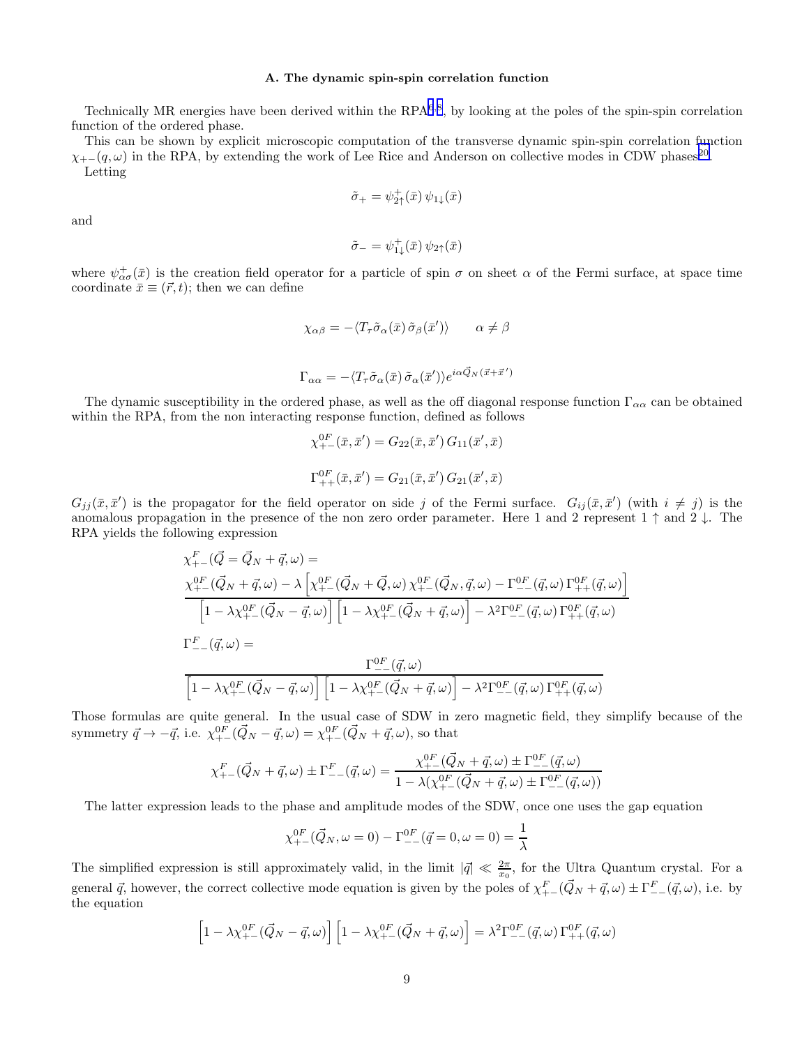### A. The dynamic spin-spin correlation function

Technically MR energies have been derived within the RPA[7,8], by looking at the poles of the spin-spin correlation function of the ordered phase.

This can be shown by explicit microscopic computation of the transverse dynamic spin-spin correlation function $\chi_{+-}(q,\omega)$ in the RPA, by extending the work of Lee Rice and Anderson on collective modes in CDW phases[20].

Letting

$$\tilde{\sigma}_+ = \psi^+_{2\uparrow}(\bar{x})\,\psi_{1\downarrow}(\bar{x})$$

and

$$\tilde{\sigma}_- = \psi^+_{1\downarrow}(\bar{x})\,\psi_{2\uparrow}(\bar{x})$$

where $\psi^+_{\alpha\sigma}(\bar{x})$ is the creation field operator for a particle of spin $\sigma$ on sheet $\alpha$ of the Fermi surface, at space time coordinate $\bar{x} \equiv (\vec{r}, t)$; then we can define

$$\chi_{\alpha\beta} = -\langle T_\tau \tilde{\sigma}_\alpha(\bar{x})\,\tilde{\sigma}_\beta(\bar{x}')\rangle \qquad \alpha \neq \beta$$

$$\Gamma_{\alpha\alpha} = -\langle T_\tau \tilde{\sigma}_\alpha(\bar{x})\,\tilde{\sigma}_\alpha(\bar{x}')\rangle e^{i\alpha\vec{Q}_N(\vec{x}+\vec{x}')}$$

The dynamic susceptibility in the ordered phase, as well as the off diagonal response function $\Gamma_{\alpha\alpha}$ can be obtained within the RPA, from the non interacting response function, defined as follows

$$\chi^{0F}_{+-}(\bar{x},\bar{x}') = G_{22}(\bar{x},\bar{x}')\,G_{11}(\bar{x}',\bar{x})$$

$$\Gamma^{0F}_{++}(\bar{x},\bar{x}') = G_{21}(\bar{x},\bar{x}')\,G_{21}(\bar{x}',\bar{x})$$

$G_{jj}(\bar{x},\bar{x}')$ is the propagator for the field operator on side $j$ of the Fermi surface. $G_{ij}(\bar{x},\bar{x}')$ (with $i \neq j$) is the anomalous propagation in the presence of the non zero order parameter. Here 1 and 2 represent $1\uparrow$ and $2\downarrow$. The RPA yields the following expression

$$\chi^F_{+-}(\vec{Q} = \vec{Q}_N + \vec{q}, \omega) = \frac{\chi^{0F}_{+-}(\vec{Q}_N+\vec{q},\omega) - \lambda\left[\chi^{0F}_{+-}(\vec{Q}_N+\vec{Q},\omega)\,\chi^{0F}_{+-}(\vec{Q}_N,\vec{q},\omega) - \Gamma^{0F}_{--}(\vec{q},\omega)\,\Gamma^{0F}_{++}(\vec{q},\omega)\right]}{\left[1-\lambda\chi^{0F}_{+-}(\vec{Q}_N-\vec{q},\omega)\right]\left[1-\lambda\chi^{0F}_{+-}(\vec{Q}_N+\vec{q},\omega)\right] - \lambda^2\Gamma^{0F}_{--}(\vec{q},\omega)\,\Gamma^{0F}_{++}(\vec{q},\omega)}$$

$$\Gamma^F_{--}(\vec{q},\omega) = \frac{\Gamma^{0F}_{--}(\vec{q},\omega)}{\left[1-\lambda\chi^{0F}_{+-}(\vec{Q}_N-\vec{q},\omega)\right]\left[1-\lambda\chi^{0F}_{+-}(\vec{Q}_N+\vec{q},\omega)\right] - \lambda^2\Gamma^{0F}_{--}(\vec{q},\omega)\,\Gamma^{0F}_{++}(\vec{q},\omega)}$$

Those formulas are quite general. In the usual case of SDW in zero magnetic field, they simplify because of the symmetry $\vec{q} \to -\vec{q}$, i.e. $\chi^{0F}_{+-}(\vec{Q}_N - \vec{q},\omega) = \chi^{0F}_{+-}(\vec{Q}_N + \vec{q},\omega)$, so that

$$\chi^F_{+-}(\vec{Q}_N+\vec{q},\omega) \pm \Gamma^F_{--}(\vec{q},\omega) = \frac{\chi^{0F}_{+-}(\vec{Q}_N+\vec{q},\omega) \pm \Gamma^{0F}_{--}(\vec{q},\omega)}{1-\lambda(\chi^{0F}_{+-}(\vec{Q}_N+\vec{q},\omega) \pm \Gamma^{0F}_{--}(\vec{q},\omega))}$$

The latter expression leads to the phase and amplitude modes of the SDW, once one uses the gap equation

$$\chi^{0F}_{+-}(\vec{Q}_N,\omega=0) - \Gamma^{0F}_{--}(\vec{q}=0,\omega=0) = \frac{1}{\lambda}$$

The simplified expression is still approximately valid, in the limit $|\vec{q}| \ll \frac{2\pi}{x_0}$, for the Ultra Quantum crystal. For a general $\vec{q}$, however, the correct collective mode equation is given by the poles of $\chi^F_{+-}(\vec{Q}_N+\vec{q},\omega) \pm \Gamma^F_{--}(\vec{q},\omega)$, i.e. by the equation

$$\left[1-\lambda\chi^{0F}_{+-}(\vec{Q}_N-\vec{q},\omega)\right]\left[1-\lambda\chi^{0F}_{+-}(\vec{Q}_N+\vec{q},\omega)\right] = \lambda^2\Gamma^{0F}_{--}(\vec{q},\omega)\,\Gamma^{0F}_{++}(\vec{q},\omega)$$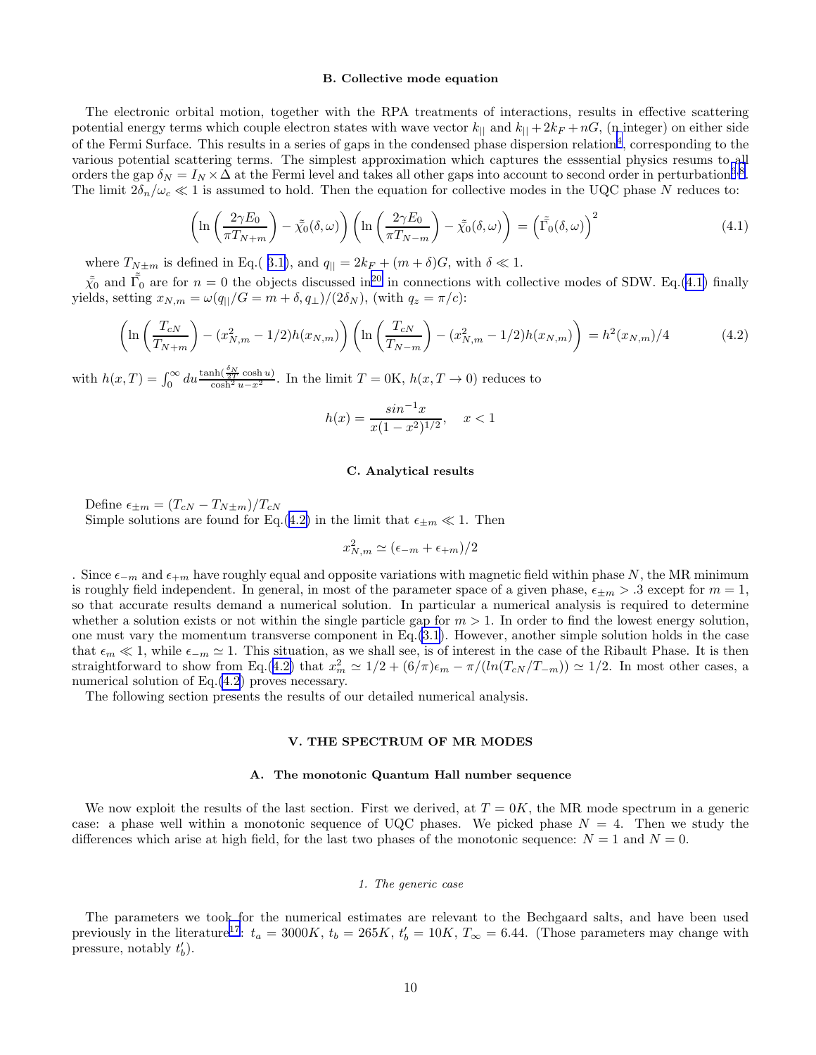### B. Collective mode equation

The electronic orbital motion, together with the RPA treatments of interactions, results in effective scattering potential energy terms which couple electron states with wave vector $k_{||}$ and $k_{||} + 2k_F + nG$, (n integer) on either side of the Fermi Surface. This results in a series of gaps in the condensed phase dispersion relation[4], corresponding to the various potential scattering terms. The simplest approximation which captures the esssential physics resums to all orders the gap $\delta_N = I_N \times \Delta$ at the Fermi level and takes all other gaps into account to second order in perturbation[3,8]. The limit $2\delta_n/\omega_c \ll 1$ is assumed to hold. Then the equation for collective modes in the UQC phase $N$ reduces to:

$$\left(\ln\left(\frac{2\gamma E_0}{\pi T_{N+m}}\right) - \tilde{\tilde{\chi}}_0(\delta,\omega)\right)\left(\ln\left(\frac{2\gamma E_0}{\pi T_{N-m}}\right) - \tilde{\tilde{\chi}}_0(\delta,\omega)\right) = \left(\tilde{\tilde{\Gamma}}_0(\delta,\omega)\right)^2 \tag{4.1}$$

where $T_{N\pm m}$ is defined in Eq.( 3.1), and $q_{||} = 2k_F + (m+\delta)G$, with $\delta \ll 1$.

$\tilde{\tilde{\chi}}_0$ and $\tilde{\tilde{\Gamma}}_0$ are for $n = 0$ the objects discussed in[20] in connections with collective modes of SDW. Eq.(4.1) finally yields, setting $x_{N,m} = \omega(q_{||}/G = m+\delta, q_\perp)/(2\delta_N)$, (with $q_z = \pi/c$):

$$\left(\ln\left(\frac{T_{cN}}{T_{N+m}}\right) - (x_{N,m}^2 - 1/2)h(x_{N,m})\right)\left(\ln\left(\frac{T_{cN}}{T_{N-m}}\right) - (x_{N,m}^2 - 1/2)h(x_{N,m})\right) = h^2(x_{N,m})/4 \tag{4.2}$$

with $h(x,T) = \int_0^\infty du \frac{\tanh(\frac{\delta_N}{2T}\cosh u)}{\cosh^2 u - x^2}$. In the limit $T = 0$K, $h(x, T \to 0)$ reduces to

$$h(x) = \frac{\sin^{-1}x}{x(1-x^2)^{1/2}}, \quad x < 1$$

### C. Analytical results

Define $\epsilon_{\pm m} = (T_{cN} - T_{N\pm m})/T_{cN}$

Simple solutions are found for Eq.(4.2) in the limit that $\epsilon_{\pm m} \ll 1$. Then

$$x_{N,m}^2 \simeq (\epsilon_{-m} + \epsilon_{+m})/2$$

. Since $\epsilon_{-m}$ and $\epsilon_{+m}$ have roughly equal and opposite variations with magnetic field within phase $N$, the MR minimum is roughly field independent. In general, in most of the parameter space of a given phase, $\epsilon_{\pm m} > .3$ except for $m = 1$, so that accurate results demand a numerical solution. In particular a numerical analysis is required to determine whether a solution exists or not within the single particle gap for $m > 1$. In order to find the lowest energy solution, one must vary the momentum transverse component in Eq.(3.1). However, another simple solution holds in the case that $\epsilon_m \ll 1$, while $\epsilon_{-m} \simeq 1$. This situation, as we shall see, is of interest in the case of the Ribault Phase. It is then straightforward to show from Eq.(4.2) that $x_m^2 \simeq 1/2 + (6/\pi)\epsilon_m - \pi/(ln(T_{cN}/T_{-m})) \simeq 1/2$. In most other cases, a numerical solution of Eq.(4.2) proves necessary.

The following section presents the results of our detailed numerical analysis.

## V. THE SPECTRUM OF MR MODES

### A. The monotonic Quantum Hall number sequence

We now exploit the results of the last section. First we derived, at $T = 0K$, the MR mode spectrum in a generic case: a phase well within a monotonic sequence of UQC phases. We picked phase $N = 4$. Then we study the differences which arise at high field, for the last two phases of the monotonic sequence: $N = 1$ and $N = 0$.

#### *1. The generic case*

The parameters we took for the numerical estimates are relevant to the Bechgaard salts, and have been used previously in the literature[17]: $t_a = 3000K$, $t_b = 265K$, $t'_b = 10K$, $T_\infty = 6.44$. (Those parameters may change with pressure, notably $t'_b$).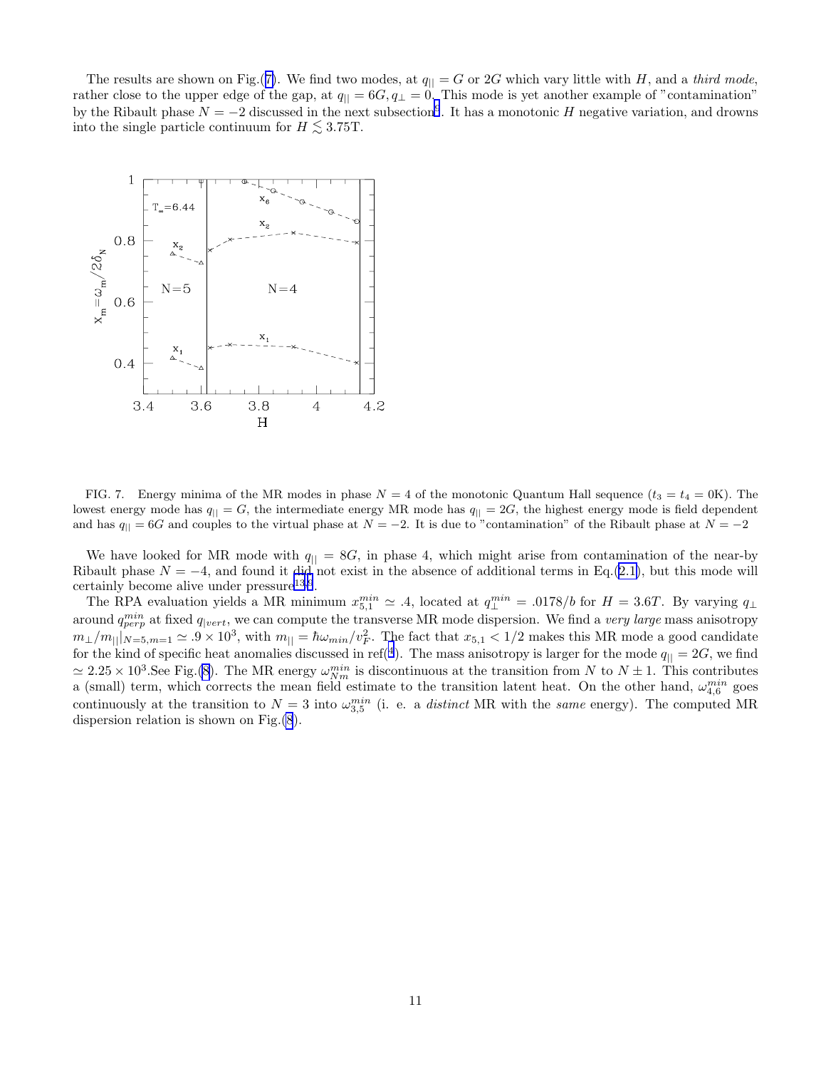The results are shown on Fig.(7). We find two modes, at $q_{||} = G$ or $2G$ which vary little with $H$, and a *third mode*, rather close to the upper edge of the gap, at $q_{||} = 6G, q_\perp = 0$. This mode is yet another example of "contamination" by the Ribault phase $N = -2$ discussed in the next subsection[6]. It has a monotonic $H$ negative variation, and drowns into the single particle continuum for $H \lesssim 3.75$T.

FIG. 7. Energy minima of the MR modes in phase $N = 4$ of the monotonic Quantum Hall sequence ($t_3 = t_4 = 0$K). The lowest energy mode has $q_{||} = G$, the intermediate energy MR mode has $q_{||} = 2G$, the highest energy mode is field dependent and has $q_{||} = 6G$ and couples to the virtual phase at $N = -2$. It is due to "contamination" of the Ribault phase at $N = -2$

We have looked for MR mode with $q_{||} = 8G$, in phase 4, which might arise from contamination of the near-by Ribault phase $N = -4$, and found it did not exist in the absence of additional terms in Eq.(2.1), but this mode will certainly become alive under pressure[13,6].

The RPA evaluation yields a MR minimum $x_{5,1}^{min} \simeq .4$, located at $q_\perp^{min} = .0178/b$ for $H = 3.6T$. By varying $q_\perp$ around $q_{perp}^{min}$ at fixed $q_{|vert}$, we can compute the transverse MR mode dispersion. We find a *very large* mass anisotropy $m_\perp/m_{||}|_{N=5,m=1} \simeq .9 \times 10^3$, with $m_{||} = \hbar\omega_{min}/v_F^2$. The fact that $x_{5,1} < 1/2$ makes this MR mode a good candidate for the kind of specific heat anomalies discussed in ref([4]). The mass anisotropy is larger for the mode $q_{||} = 2G$, we find $\simeq 2.25 \times 10^3$.See Fig.(8). The MR energy $\omega_{Nm}^{min}$ is discontinuous at the transition from $N$ to $N \pm 1$. This contributes a (small) term, which corrects the mean field estimate to the transition latent heat. On the other hand, $\omega_{4,6}^{min}$ goes continuously at the transition to $N = 3$ into $\omega_{3,5}^{min}$ (i. e. a *distinct* MR with the *same* energy). The computed MR dispersion relation is shown on Fig.(8).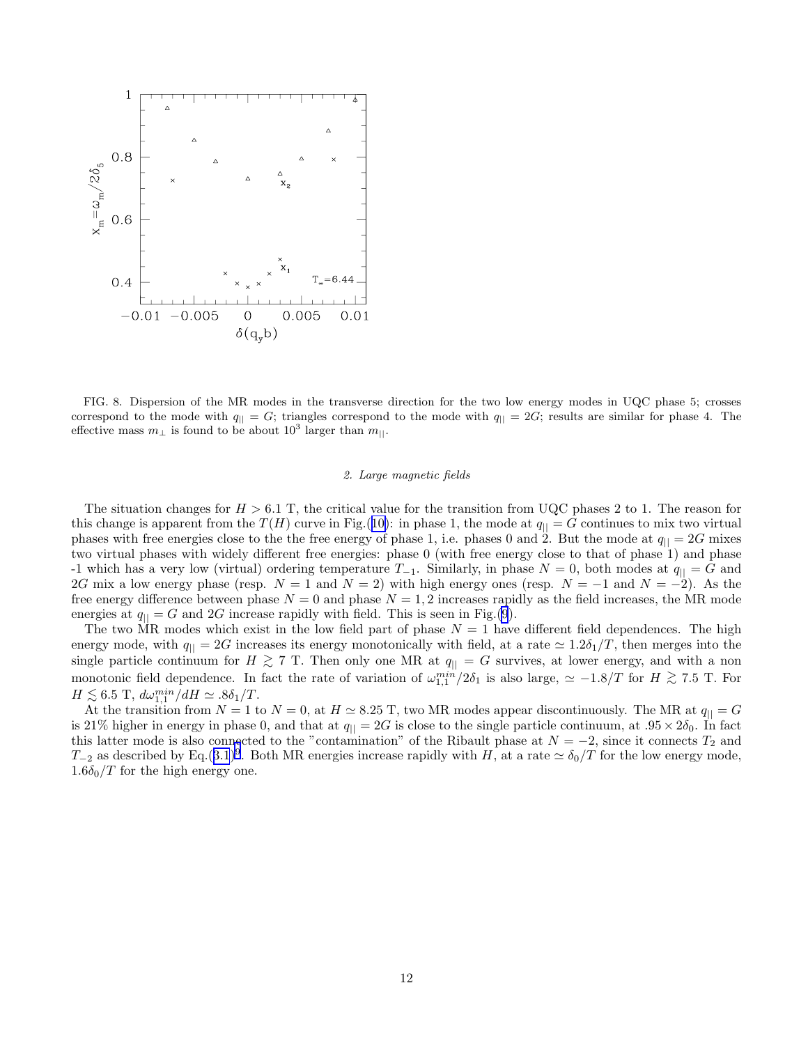FIG. 8. Dispersion of the MR modes in the transverse direction for the two low energy modes in UQC phase 5; crosses correspond to the mode with $q_{||} = G$; triangles correspond to the mode with $q_{||} = 2G$; results are similar for phase 4. The effective mass $m_\perp$ is found to be about $10^3$ larger than $m_{||}$.

### 2. Large magnetic fields

The situation changes for $H > 6.1$ T, the critical value for the transition from UQC phases 2 to 1. The reason for this change is apparent from the $T(H)$ curve in Fig.(10): in phase 1, the mode at $q_{||} = G$ continues to mix two virtual phases with free energies close to the the free energy of phase 1, i.e. phases 0 and 2. But the mode at $q_{||} = 2G$ mixes two virtual phases with widely different free energies: phase 0 (with free energy close to that of phase 1) and phase -1 which has a very low (virtual) ordering temperature $T_{-1}$. Similarly, in phase $N = 0$, both modes at $q_{||} = G$ and $2G$ mix a low energy phase (resp. $N = 1$ and $N = 2$) with high energy ones (resp. $N = -1$ and $N = -2$). As the free energy difference between phase $N = 0$ and phase $N = 1, 2$ increases rapidly as the field increases, the MR mode energies at $q_{||} = G$ and $2G$ increase rapidly with field. This is seen in Fig.(9).

The two MR modes which exist in the low field part of phase $N = 1$ have different field dependences. The high energy mode, with $q_{||} = 2G$ increases its energy monotonically with field, at a rate $\simeq 1.2\delta_1/T$, then merges into the single particle continuum for $H \gtrsim 7$ T. Then only one MR at $q_{||} = G$ survives, at lower energy, and with a non monotonic field dependence. In fact the rate of variation of $\omega_{1,1}^{min}/2\delta_1$ is also large, $\simeq -1.8/T$ for $H \gtrsim 7.5$ T. For $H \lesssim 6.5$ T, $d\omega_{1,1}^{min}/dH \simeq .8\delta_1/T$.

At the transition from $N = 1$ to $N = 0$, at $H \simeq 8.25$ T, two MR modes appear discontinuously. The MR at $q_{||} = G$ is 21% higher in energy in phase 0, and that at $q_{||} = 2G$ is close to the single particle continuum, at $.95 \times 2\delta_0$. In fact this latter mode is also connected to the "contamination" of the Ribault phase at $N = -2$, since it connects $T_2$ and $T_{-2}$ as described by Eq.(3.1)). Both MR energies increase rapidly with $H$, at a rate $\simeq \delta_0/T$ for the low energy mode, $1.6\delta_0/T$ for the high energy one.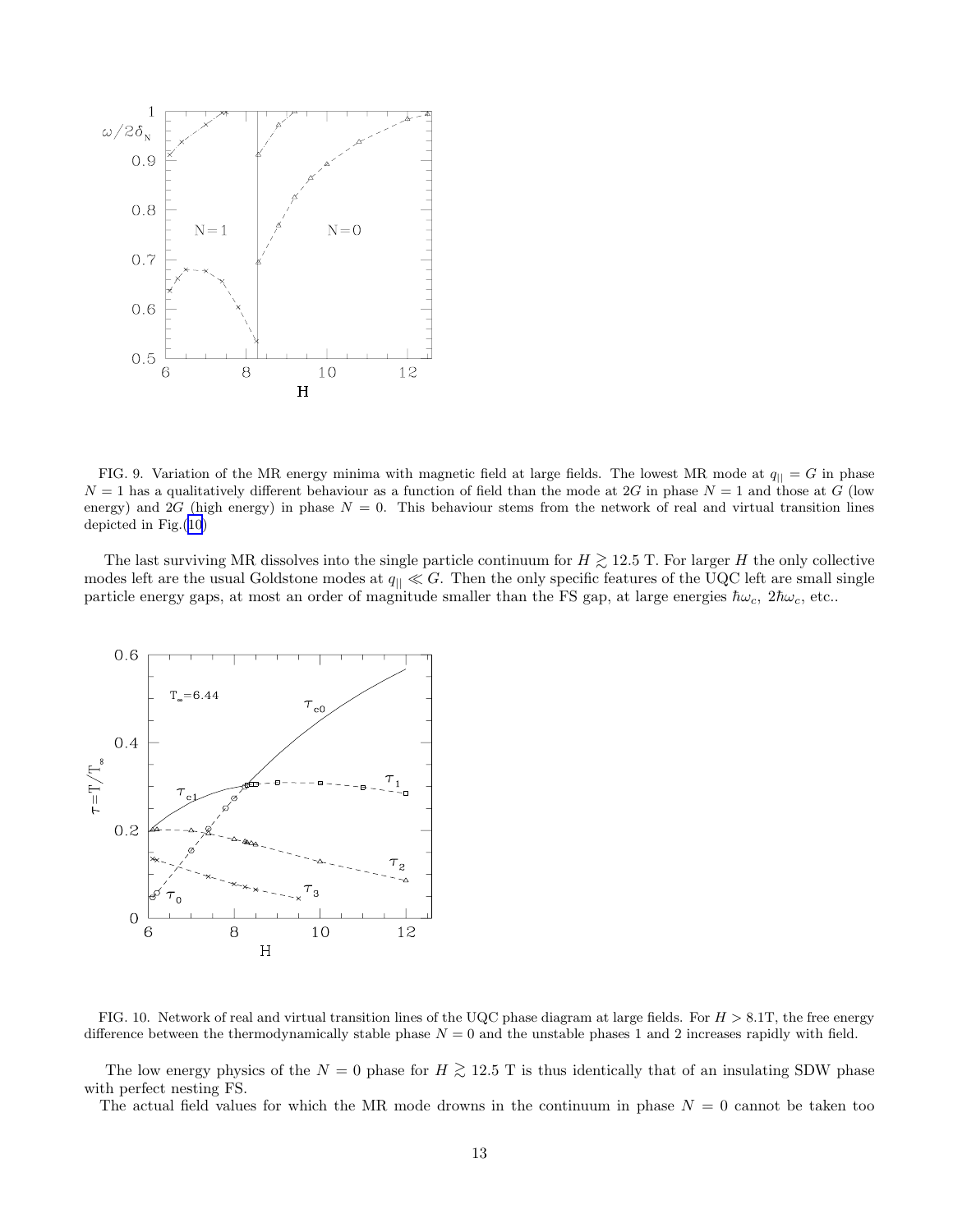FIG. 9. Variation of the MR energy minima with magnetic field at large fields. The lowest MR mode at $q_{||} = G$ in phase $N = 1$ has a qualitatively different behaviour as a function of field than the mode at $2G$ in phase $N = 1$ and those at $G$ (low energy) and $2G$ (high energy) in phase $N = 0$. This behaviour stems from the network of real and virtual transition lines depicted in Fig.(10)

The last surviving MR dissolves into the single particle continuum for $H \gtrsim 12.5$ T. For larger $H$ the only collective modes left are the usual Goldstone modes at $q_{||} \ll G$. Then the only specific features of the UQC left are small single particle energy gaps, at most an order of magnitude smaller than the FS gap, at large energies $\hbar\omega_c$, $2\hbar\omega_c$, etc..

FIG. 10. Network of real and virtual transition lines of the UQC phase diagram at large fields. For $H > 8.1$T, the free energy difference between the thermodynamically stable phase $N = 0$ and the unstable phases 1 and 2 increases rapidly with field.

The low energy physics of the $N = 0$ phase for $H \gtrsim 12.5$ T is thus identically that of an insulating SDW phase with perfect nesting FS.

The actual field values for which the MR mode drowns in the continuum in phase $N = 0$ cannot be taken too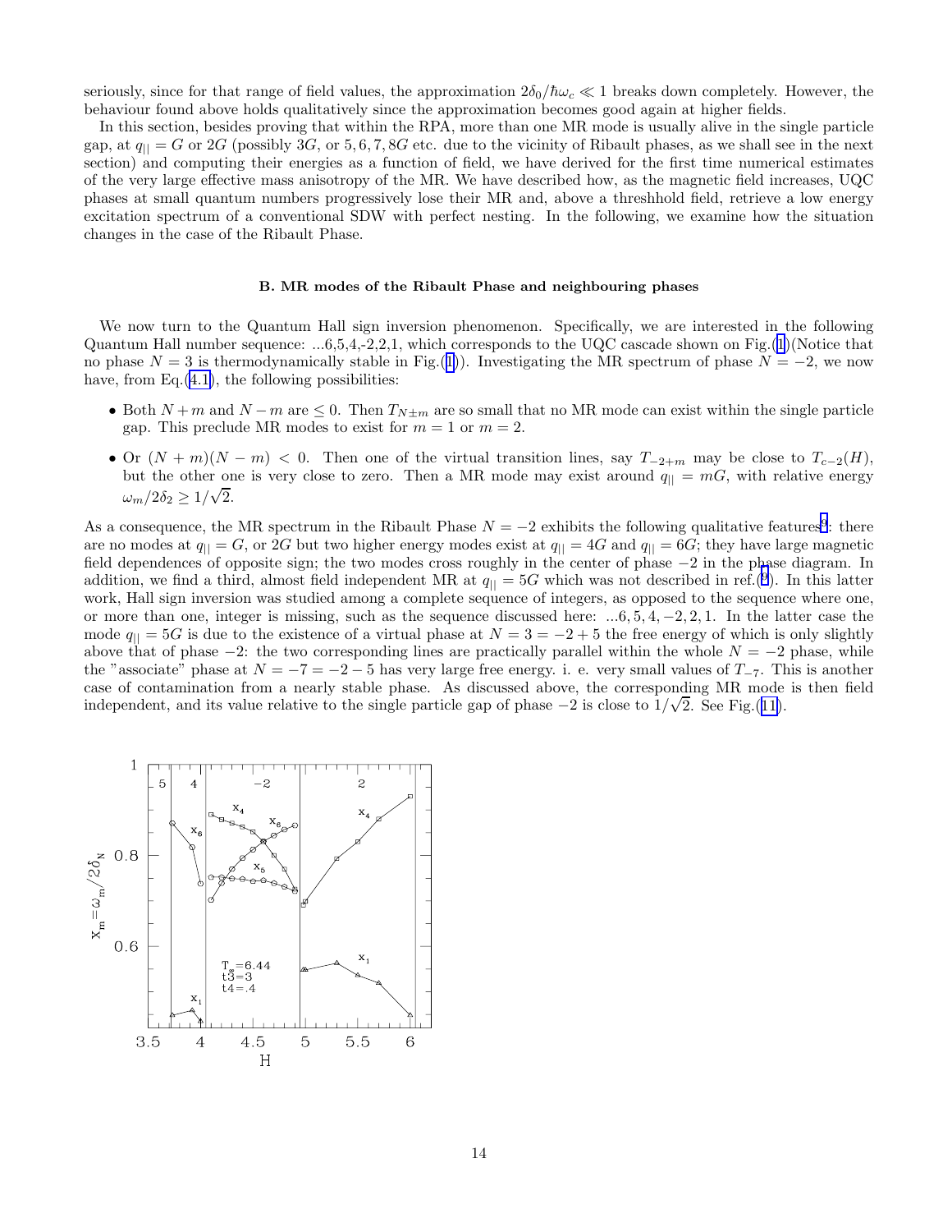seriously, since for that range of field values, the approximation $2\delta_0/\hbar\omega_c \ll 1$ breaks down completely. However, the behaviour found above holds qualitatively since the approximation becomes good again at higher fields.

In this section, besides proving that within the RPA, more than one MR mode is usually alive in the single particle gap, at $q_{||} = G$ or $2G$ (possibly $3G$, or $5, 6, 7, 8G$ etc. due to the vicinity of Ribault phases, as we shall see in the next section) and computing their energies as a function of field, we have derived for the first time numerical estimates of the very large effective mass anisotropy of the MR. We have described how, as the magnetic field increases, UQC phases at small quantum numbers progressively lose their MR and, above a threshhold field, retrieve a low energy excitation spectrum of a conventional SDW with perfect nesting. In the following, we examine how the situation changes in the case of the Ribault Phase.

### B. MR modes of the Ribault Phase and neighbouring phases

We now turn to the Quantum Hall sign inversion phenomenon. Specifically, we are interested in the following Quantum Hall number sequence: ...6,5,4,-2,2,1, which corresponds to the UQC cascade shown on Fig.(1)(Notice that no phase $N = 3$ is thermodynamically stable in Fig.(1)). Investigating the MR spectrum of phase $N = -2$, we now have, from Eq.(4.1), the following possibilities:

- Both $N + m$ and $N - m$ are $\leq 0$. Then $T_{N\pm m}$ are so small that no MR mode can exist within the single particle gap. This preclude MR modes to exist for $m = 1$ or $m = 2$.
- Or $(N + m)(N - m) < 0$. Then one of the virtual transition lines, say $T_{-2+m}$ may be close to $T_{c-2}(H)$, but the other one is very close to zero. Then a MR mode may exist around $q_{||} = mG$, with relative energy $\omega_m/2\delta_2 \geq 1/\sqrt{2}$.

As a consequence, the MR spectrum in the Ribault Phase $N = -2$ exhibits the following qualitative features[9]: there are no modes at $q_{||} = G$, or $2G$ but two higher energy modes exist at $q_{||} = 4G$ and $q_{||} = 6G$; they have large magnetic field dependences of opposite sign; the two modes cross roughly in the center of phase $-2$ in the phase diagram. In addition, we find a third, almost field independent MR at $q_{||} = 5G$ which was not described in ref.(9). In this latter work, Hall sign inversion was studied among a complete sequence of integers, as opposed to the sequence where one, or more than one, integer is missing, such as the sequence discussed here: $...6, 5, 4, -2, 2, 1$. In the latter case the mode $q_{||} = 5G$ is due to the existence of a virtual phase at $N = 3 = -2 + 5$ the free energy of which is only slightly above that of phase $-2$: the two corresponding lines are practically parallel within the whole $N = -2$ phase, while the "associate" phase at $N = -7 = -2 - 5$ has very large free energy. i. e. very small values of $T_{-7}$. This is another case of contamination from a nearly stable phase. As discussed above, the corresponding MR mode is then field independent, and its value relative to the single particle gap of phase $-2$ is close to $1/\sqrt{2}$. See Fig.(11).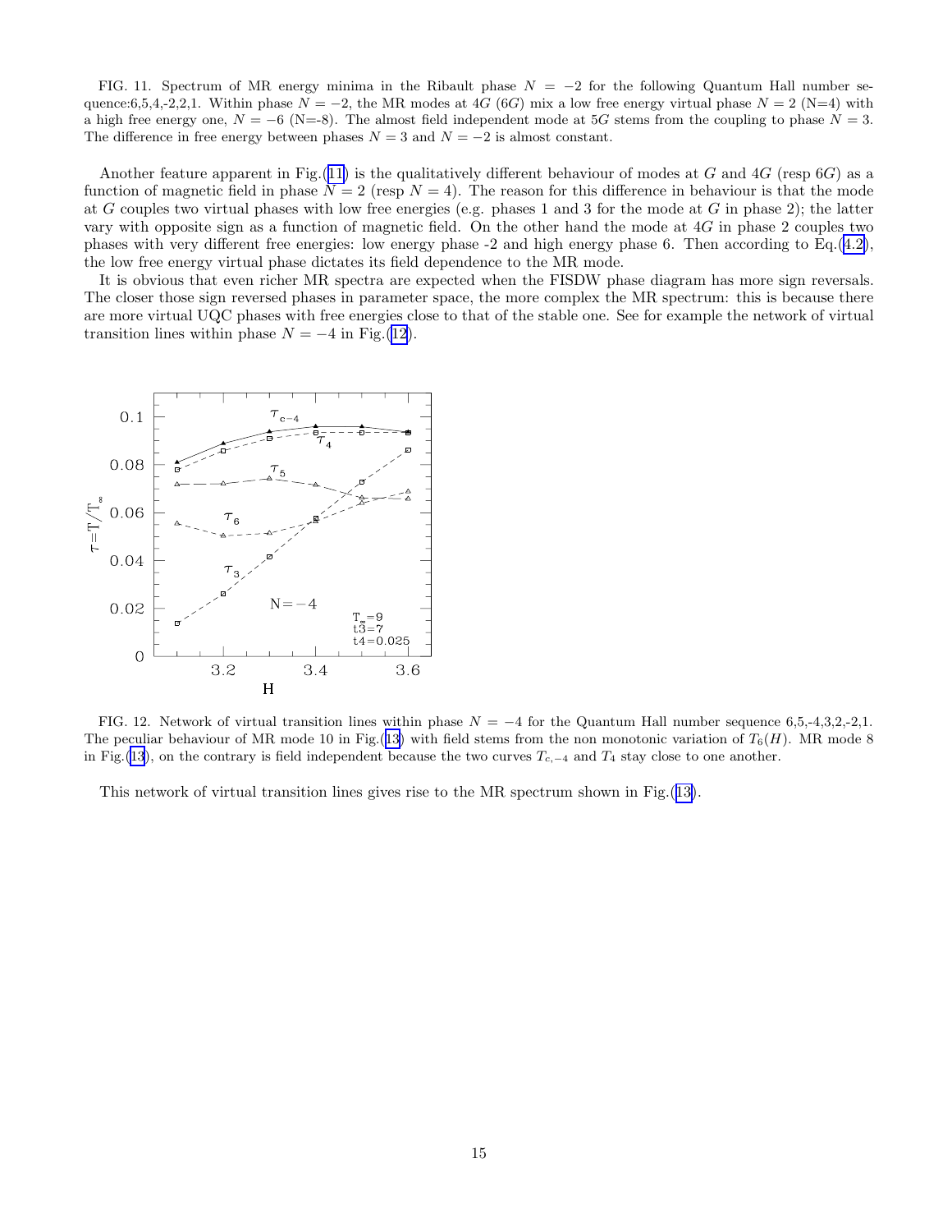FIG. 11. Spectrum of MR energy minima in the Ribault phase $N = -2$ for the following Quantum Hall number sequence:6,5,4,-2,2,1. Within phase $N = -2$, the MR modes at $4G$ ($6G$) mix a low free energy virtual phase $N = 2$ (N=4) with a high free energy one, $N = -6$ (N=-8). The almost field independent mode at $5G$ stems from the coupling to phase $N = 3$. The difference in free energy between phases $N = 3$ and $N = -2$ is almost constant.

Another feature apparent in Fig.(11) is the qualitatively different behaviour of modes at $G$ and $4G$ (resp $6G$) as a function of magnetic field in phase $N = 2$ (resp $N = 4$). The reason for this difference in behaviour is that the mode at $G$ couples two virtual phases with low free energies (e.g. phases 1 and 3 for the mode at $G$ in phase 2); the latter vary with opposite sign as a function of magnetic field. On the other hand the mode at $4G$ in phase 2 couples two phases with very different free energies: low energy phase -2 and high energy phase 6. Then according to Eq.(4.2), the low free energy virtual phase dictates its field dependence to the MR mode.

It is obvious that even richer MR spectra are expected when the FISDW phase diagram has more sign reversals. The closer those sign reversed phases in parameter space, the more complex the MR spectrum: this is because there are more virtual UQC phases with free energies close to that of the stable one. See for example the network of virtual transition lines within phase $N = -4$ in Fig.(12).

FIG. 12. Network of virtual transition lines within phase $N = -4$ for the Quantum Hall number sequence 6,5,-4,3,2,-2,1. The peculiar behaviour of MR mode 10 in Fig.(13) with field stems from the non monotonic variation of $T_6(H)$. MR mode 8 in Fig.(13), on the contrary is field independent because the two curves $T_{c,-4}$ and $T_4$ stay close to one another.

This network of virtual transition lines gives rise to the MR spectrum shown in Fig.(13).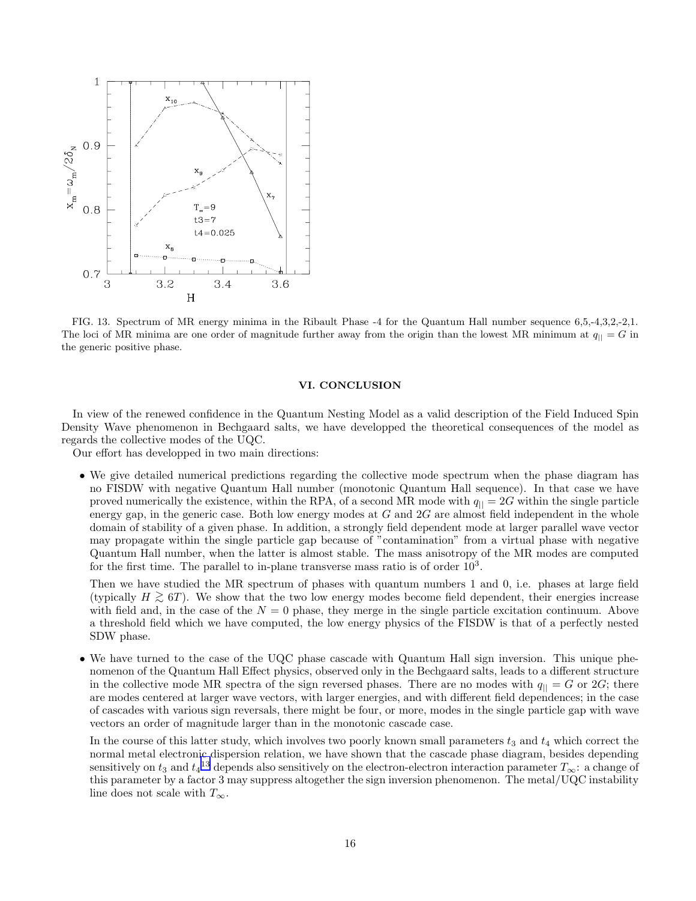FIG. 13. Spectrum of MR energy minima in the Ribault Phase -4 for the Quantum Hall number sequence 6,5,-4,3,2,-2,1. The loci of MR minima are one order of magnitude further away from the origin than the lowest MR minimum at $q_{||} = G$ in the generic positive phase.

## VI. CONCLUSION

In view of the renewed confidence in the Quantum Nesting Model as a valid description of the Field Induced Spin Density Wave phenomenon in Bechgaard salts, we have developped the theoretical consequences of the model as regards the collective modes of the UQC.

Our effort has developped in two main directions:

- We give detailed numerical predictions regarding the collective mode spectrum when the phase diagram has no FISDW with negative Quantum Hall number (monotonic Quantum Hall sequence). In that case we have proved numerically the existence, within the RPA, of a second MR mode with $q_{||} = 2G$ within the single particle energy gap, in the generic case. Both low energy modes at $G$ and $2G$ are almost field independent in the whole domain of stability of a given phase. In addition, a strongly field dependent mode at larger parallel wave vector may propagate within the single particle gap because of "contamination" from a virtual phase with negative Quantum Hall number, when the latter is almost stable. The mass anisotropy of the MR modes are computed for the first time. The parallel to in-plane transverse mass ratio is of order $10^3$.

  Then we have studied the MR spectrum of phases with quantum numbers 1 and 0, i.e. phases at large field (typically $H \gtrsim 6T$). We show that the two low energy modes become field dependent, their energies increase with field and, in the case of the $N = 0$ phase, they merge in the single particle excitation continuum. Above a threshold field which we have computed, the low energy physics of the FISDW is that of a perfectly nested SDW phase.

- We have turned to the case of the UQC phase cascade with Quantum Hall sign inversion. This unique phenomenon of the Quantum Hall Effect physics, observed only in the Bechgaard salts, leads to a different structure in the collective mode MR spectra of the sign reversed phases. There are no modes with $q_{||} = G$ or $2G$; there are modes centered at larger wave vectors, with larger energies, and with different field dependences; in the case of cascades with various sign reversals, there might be four, or more, modes in the single particle gap with wave vectors an order of magnitude larger than in the monotonic cascade case.

  In the course of this latter study, which involves two poorly known small parameters $t_3$ and $t_4$ which correct the normal metal electronic dispersion relation, we have shown that the cascade phase diagram, besides depending sensitively on $t_3$ and $t_4$[13] depends also sensitively on the electron-electron interaction parameter $T_\infty$: a change of this parameter by a factor 3 may suppress altogether the sign inversion phenomenon. The metal/UQC instability line does not scale with $T_\infty$.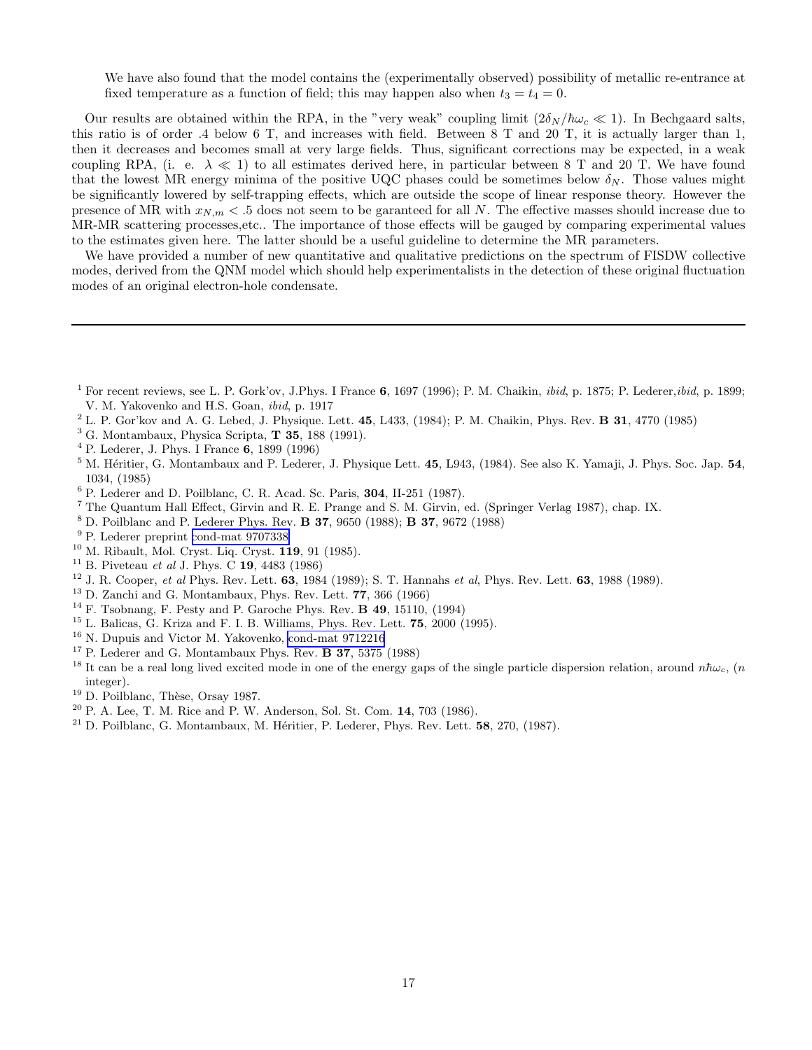We have also found that the model contains the (experimentally observed) possibility of metallic re-entrance at fixed temperature as a function of field; this may happen also when $t_3 = t_4 = 0$.

Our results are obtained within the RPA, in the "very weak" coupling limit ($2\delta_N/\hbar\omega_c \ll 1$). In Bechgaard salts, this ratio is of order .4 below 6 T, and increases with field. Between 8 T and 20 T, it is actually larger than 1, then it decreases and becomes small at very large fields. Thus, significant corrections may be expected, in a weak coupling RPA, (i. e. $\lambda \ll 1$) to all estimates derived here, in particular between 8 T and 20 T. We have found that the lowest MR energy minima of the positive UQC phases could be sometimes below $\delta_N$. Those values might be significantly lowered by self-trapping effects, which are outside the scope of linear response theory. However the presence of MR with $x_{N,m} < .5$ does not seem to be garanteed for all $N$. The effective masses should increase due to MR-MR scattering processes,etc.. The importance of those effects will be gauged by comparing experimental values to the estimates given here. The latter should be a useful guideline to determine the MR parameters.

We have provided a number of new quantitative and qualitative predictions on the spectrum of FISDW collective modes, derived from the QNM model which should help experimentalists in the detection of these original fluctuation modes of an original electron-hole condensate.

---

[1] For recent reviews, see L. P. Gork'ov, J.Phys. I France **6**, 1697 (1996); P. M. Chaikin, *ibid*, p. 1875; P. Lederer,*ibid*, p. 1899; V. M. Yakovenko and H.S. Goan, *ibid*, p. 1917

[2] L. P. Gor'kov and A. G. Lebed, J. Physique. Lett. **45**, L433, (1984); P. M. Chaikin, Phys. Rev. **B 31**, 4770 (1985)

[3] G. Montambaux, Physica Scripta, **T 35**, 188 (1991).

[4] P. Lederer, J. Phys. I France **6**, 1899 (1996)

[5] M. Héritier, G. Montambaux and P. Lederer, J. Physique Lett. **45**, L943, (1984). See also K. Yamaji, J. Phys. Soc. Jap. **54**, 1034, (1985)

[6] P. Lederer and D. Poilblanc, C. R. Acad. Sc. Paris, **304**, II-251 (1987).

[7] The Quantum Hall Effect, Girvin and R. E. Prange and S. M. Girvin, ed. (Springer Verlag 1987), chap. IX.

[8] D. Poilblanc and P. Lederer Phys. Rev. **B 37**, 9650 (1988); **B 37**, 9672 (1988)

[9] P. Lederer preprint cond-mat 9707338

[10] M. Ribault, Mol. Cryst. Liq. Cryst. **119**, 91 (1985).

[11] B. Piveteau *et al* J. Phys. C **19**, 4483 (1986)

[12] J. R. Cooper, *et al* Phys. Rev. Lett. **63**, 1984 (1989); S. T. Hannahs *et al*, Phys. Rev. Lett. **63**, 1988 (1989).

[13] D. Zanchi and G. Montambaux, Phys. Rev. Lett. **77**, 366 (1966)

[14] F. Tsobnang, F. Pesty and P. Garoche Phys. Rev. **B 49**, 15110, (1994)

[15] L. Balicas, G. Kriza and F. I. B. Williams, Phys. Rev. Lett. **75**, 2000 (1995).

[16] N. Dupuis and Victor M. Yakovenko, cond-mat 9712216

[17] P. Lederer and G. Montambaux Phys. Rev. **B 37**, 5375 (1988)

[18] It can be a real long lived excited mode in one of the energy gaps of the single particle dispersion relation, around $n\hbar\omega_c$, ($n$ integer).

[19] D. Poilblanc, Thèse, Orsay 1987.

[20] P. A. Lee, T. M. Rice and P. W. Anderson, Sol. St. Com. **14**, 703 (1986).

[21] D. Poilblanc, G. Montambaux, M. Héritier, P. Lederer, Phys. Rev. Lett. **58**, 270, (1987).